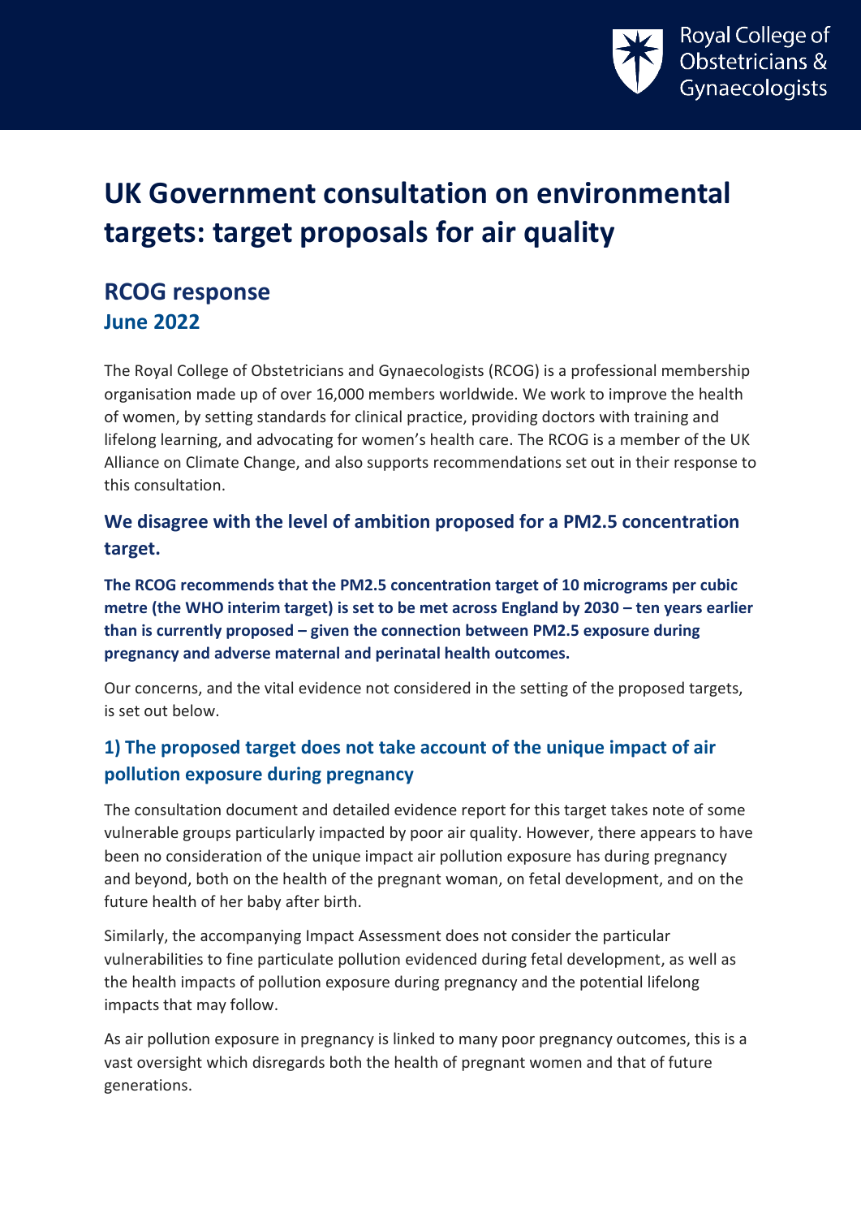# UK Government consultation on environmental targets: target proposals for air quality

## RCOG response
### June 2022

The Royal College of Obstetricians and Gynaecologists (RCOG) is a professional membership organisation made up of over 16,000 members worldwide. We work to improve the health of women, by setting standards for clinical practice, providing doctors with training and lifelong learning, and advocating for women's health care. The RCOG is a member of the UK Alliance on Climate Change, and also supports recommendations set out in their response to this consultation.

### We disagree with the level of ambition proposed for a PM2.5 concentration target.

**The RCOG recommends that the PM2.5 concentration target of 10 micrograms per cubic metre (the WHO interim target) is set to be met across England by 2030 – ten years earlier than is currently proposed – given the connection between PM2.5 exposure during pregnancy and adverse maternal and perinatal health outcomes.**

Our concerns, and the vital evidence not considered in the setting of the proposed targets, is set out below.

### 1) The proposed target does not take account of the unique impact of air pollution exposure during pregnancy

The consultation document and detailed evidence report for this target takes note of some vulnerable groups particularly impacted by poor air quality. However, there appears to have been no consideration of the unique impact air pollution exposure has during pregnancy and beyond, both on the health of the pregnant woman, on fetal development, and on the future health of her baby after birth.

Similarly, the accompanying Impact Assessment does not consider the particular vulnerabilities to fine particulate pollution evidenced during fetal development, as well as the health impacts of pollution exposure during pregnancy and the potential lifelong impacts that may follow.

As air pollution exposure in pregnancy is linked to many poor pregnancy outcomes, this is a vast oversight which disregards both the health of pregnant women and that of future generations.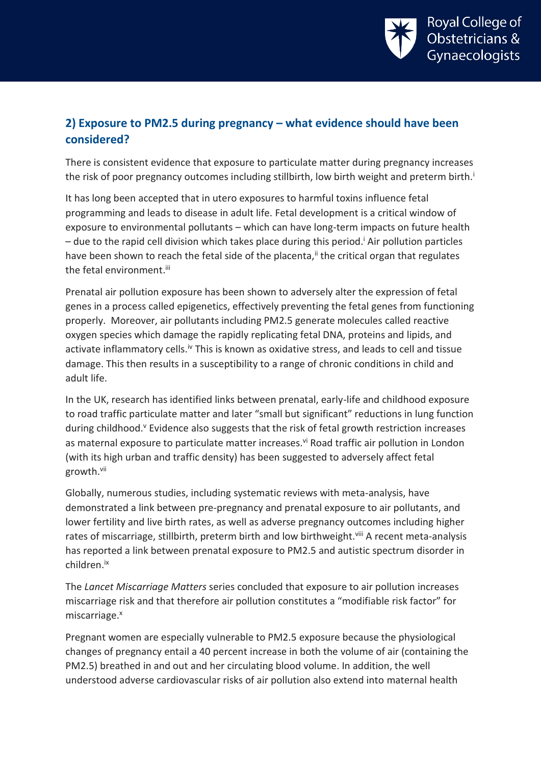## 2) Exposure to PM2.5 during pregnancy – what evidence should have been considered?

There is consistent evidence that exposure to particulate matter during pregnancy increases the risk of poor pregnancy outcomes including stillbirth, low birth weight and preterm birth.[i]

It has long been accepted that in utero exposures to harmful toxins influence fetal programming and leads to disease in adult life. Fetal development is a critical window of exposure to environmental pollutants – which can have long-term impacts on future health – due to the rapid cell division which takes place during this period.[i] Air pollution particles have been shown to reach the fetal side of the placenta,[ii] the critical organ that regulates the fetal environment.[iii]

Prenatal air pollution exposure has been shown to adversely alter the expression of fetal genes in a process called epigenetics, effectively preventing the fetal genes from functioning properly. Moreover, air pollutants including PM2.5 generate molecules called reactive oxygen species which damage the rapidly replicating fetal DNA, proteins and lipids, and activate inflammatory cells.[iv] This is known as oxidative stress, and leads to cell and tissue damage. This then results in a susceptibility to a range of chronic conditions in child and adult life.

In the UK, research has identified links between prenatal, early-life and childhood exposure to road traffic particulate matter and later "small but significant" reductions in lung function during childhood.[v] Evidence also suggests that the risk of fetal growth restriction increases as maternal exposure to particulate matter increases.[vi] Road traffic air pollution in London (with its high urban and traffic density) has been suggested to adversely affect fetal growth.[vii]

Globally, numerous studies, including systematic reviews with meta-analysis, have demonstrated a link between pre-pregnancy and prenatal exposure to air pollutants, and lower fertility and live birth rates, as well as adverse pregnancy outcomes including higher rates of miscarriage, stillbirth, preterm birth and low birthweight.[viii] A recent meta-analysis has reported a link between prenatal exposure to PM2.5 and autistic spectrum disorder in children.[ix]

The *Lancet Miscarriage Matters* series concluded that exposure to air pollution increases miscarriage risk and that therefore air pollution constitutes a "modifiable risk factor" for miscarriage.[x]

Pregnant women are especially vulnerable to PM2.5 exposure because the physiological changes of pregnancy entail a 40 percent increase in both the volume of air (containing the PM2.5) breathed in and out and her circulating blood volume. In addition, the well understood adverse cardiovascular risks of air pollution also extend into maternal health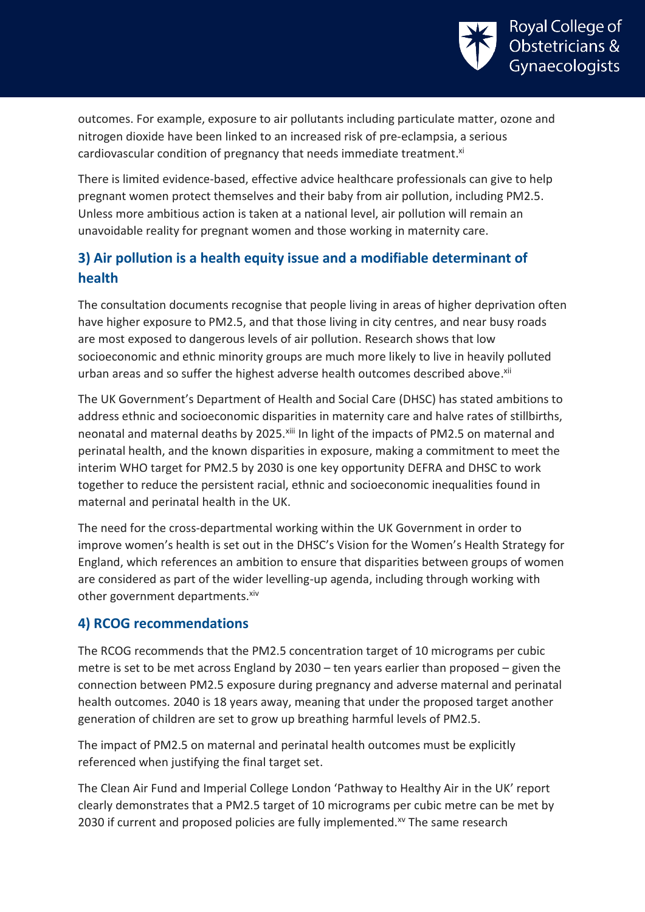outcomes. For example, exposure to air pollutants including particulate matter, ozone and nitrogen dioxide have been linked to an increased risk of pre-eclampsia, a serious cardiovascular condition of pregnancy that needs immediate treatment.[xi]

There is limited evidence-based, effective advice healthcare professionals can give to help pregnant women protect themselves and their baby from air pollution, including PM2.5. Unless more ambitious action is taken at a national level, air pollution will remain an unavoidable reality for pregnant women and those working in maternity care.

## 3) Air pollution is a health equity issue and a modifiable determinant of health

The consultation documents recognise that people living in areas of higher deprivation often have higher exposure to PM2.5, and that those living in city centres, and near busy roads are most exposed to dangerous levels of air pollution. Research shows that low socioeconomic and ethnic minority groups are much more likely to live in heavily polluted urban areas and so suffer the highest adverse health outcomes described above.[xii]

The UK Government's Department of Health and Social Care (DHSC) has stated ambitions to address ethnic and socioeconomic disparities in maternity care and halve rates of stillbirths, neonatal and maternal deaths by 2025.[xiii] In light of the impacts of PM2.5 on maternal and perinatal health, and the known disparities in exposure, making a commitment to meet the interim WHO target for PM2.5 by 2030 is one key opportunity DEFRA and DHSC to work together to reduce the persistent racial, ethnic and socioeconomic inequalities found in maternal and perinatal health in the UK.

The need for the cross-departmental working within the UK Government in order to improve women's health is set out in the DHSC's Vision for the Women's Health Strategy for England, which references an ambition to ensure that disparities between groups of women are considered as part of the wider levelling-up agenda, including through working with other government departments.[xiv]

## 4) RCOG recommendations

The RCOG recommends that the PM2.5 concentration target of 10 micrograms per cubic metre is set to be met across England by 2030 – ten years earlier than proposed – given the connection between PM2.5 exposure during pregnancy and adverse maternal and perinatal health outcomes. 2040 is 18 years away, meaning that under the proposed target another generation of children are set to grow up breathing harmful levels of PM2.5.

The impact of PM2.5 on maternal and perinatal health outcomes must be explicitly referenced when justifying the final target set.

The Clean Air Fund and Imperial College London 'Pathway to Healthy Air in the UK' report clearly demonstrates that a PM2.5 target of 10 micrograms per cubic metre can be met by 2030 if current and proposed policies are fully implemented.[xv] The same research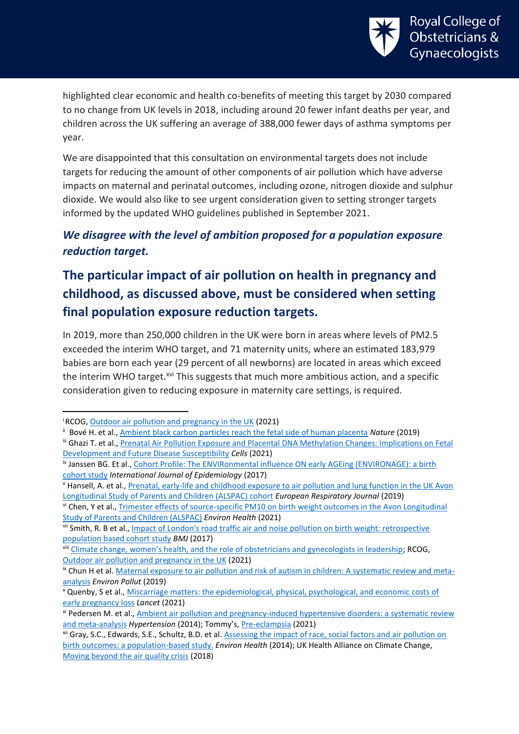highlighted clear economic and health co-benefits of meeting this target by 2030 compared to no change from UK levels in 2018, including around 20 fewer infant deaths per year, and children across the UK suffering an average of 388,000 fewer days of asthma symptoms per year.

We are disappointed that this consultation on environmental targets does not include targets for reducing the amount of other components of air pollution which have adverse impacts on maternal and perinatal outcomes, including ozone, nitrogen dioxide and sulphur dioxide. We would also like to see urgent consideration given to setting stronger targets informed by the updated WHO guidelines published in September 2021.

### *We disagree with the level of ambition proposed for a population exposure reduction target.*

## The particular impact of air pollution on health in pregnancy and childhood, as discussed above, must be considered when setting final population exposure reduction targets.

In 2019, more than 250,000 children in the UK were born in areas where levels of PM2.5 exceeded the interim WHO target, and 71 maternity units, where an estimated 183,979 babies are born each year (29 percent of all newborns) are located in areas which exceed the interim WHO target.[xvi] This suggests that much more ambitious action, and a specific consideration given to reducing exposure in maternity care settings, is required.

---

[i] RCOG, Outdoor air pollution and pregnancy in the UK (2021)

[ii] Bové H. et al., Ambient black carbon particles reach the fetal side of human placenta *Nature* (2019)

[iii] Ghazi T. et al., Prenatal Air Pollution Exposure and Placental DNA Methylation Changes: Implications on Fetal Development and Future Disease Susceptibility *Cells* (2021)

[iv] Janssen BG. Et al., Cohort Profile: The ENVIRonmental influence ON early AGEing (ENVIRONAGE): a birth cohort study *International Journal of Epidemiology* (2017)

[v] Hansell, A. et al., Prenatal, early-life and childhood exposure to air pollution and lung function in the UK Avon Longitudinal Study of Parents and Children (ALSPAC) cohort *European Respiratory Journal* (2019)

[vi] Chen, Y et al., Trimester effects of source-specific PM10 on birth weight outcomes in the Avon Longitudinal Study of Parents and Children (ALSPAC) *Environ Health* (2021)

[vii] Smith, R. B et al., Impact of London's road traffic air and noise pollution on birth weight: retrospective population based cohort study *BMJ* (2017)

[viii] Climate change, women's health, and the role of obstetricians and gynecologists in leadership; RCOG, Outdoor air pollution and pregnancy in the UK (2021)

[ix] Chun H et al. Maternal exposure to air pollution and risk of autism in children: A systematic review and meta-analysis *Environ Pollut* (2019)

[x] Quenby, S et al., Miscarriage matters: the epidemiological, physical, psychological, and economic costs of early pregnancy loss *Lancet* (2021)

[xi] Pedersen M. et al., Ambient air pollution and pregnancy-induced hypertensive disorders: a systematic review and meta-analysis *Hypertension* (2014); Tommy's, Pre-eclampsia (2021)

[xii] Gray, S.C., Edwards, S.E., Schultz, B.D. et al. Assessing the impact of race, social factors and air pollution on birth outcomes: a population-based study. *Environ Health* (2014); UK Health Alliance on Climate Change, Moving beyond the air quality crisis (2018)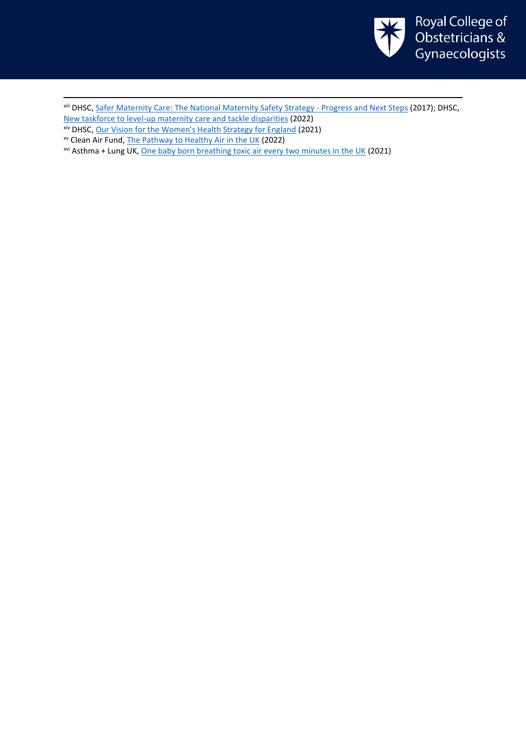[xiii] DHSC, Safer Maternity Care: The National Maternity Safety Strategy - Progress and Next Steps (2017); DHSC, New taskforce to level-up maternity care and tackle disparities (2022)

[xiv] DHSC, Our Vision for the Women's Health Strategy for England (2021)

[xv] Clean Air Fund, The Pathway to Healthy Air in the UK (2022)

[xvi] Asthma + Lung UK, One baby born breathing toxic air every two minutes in the UK (2021)